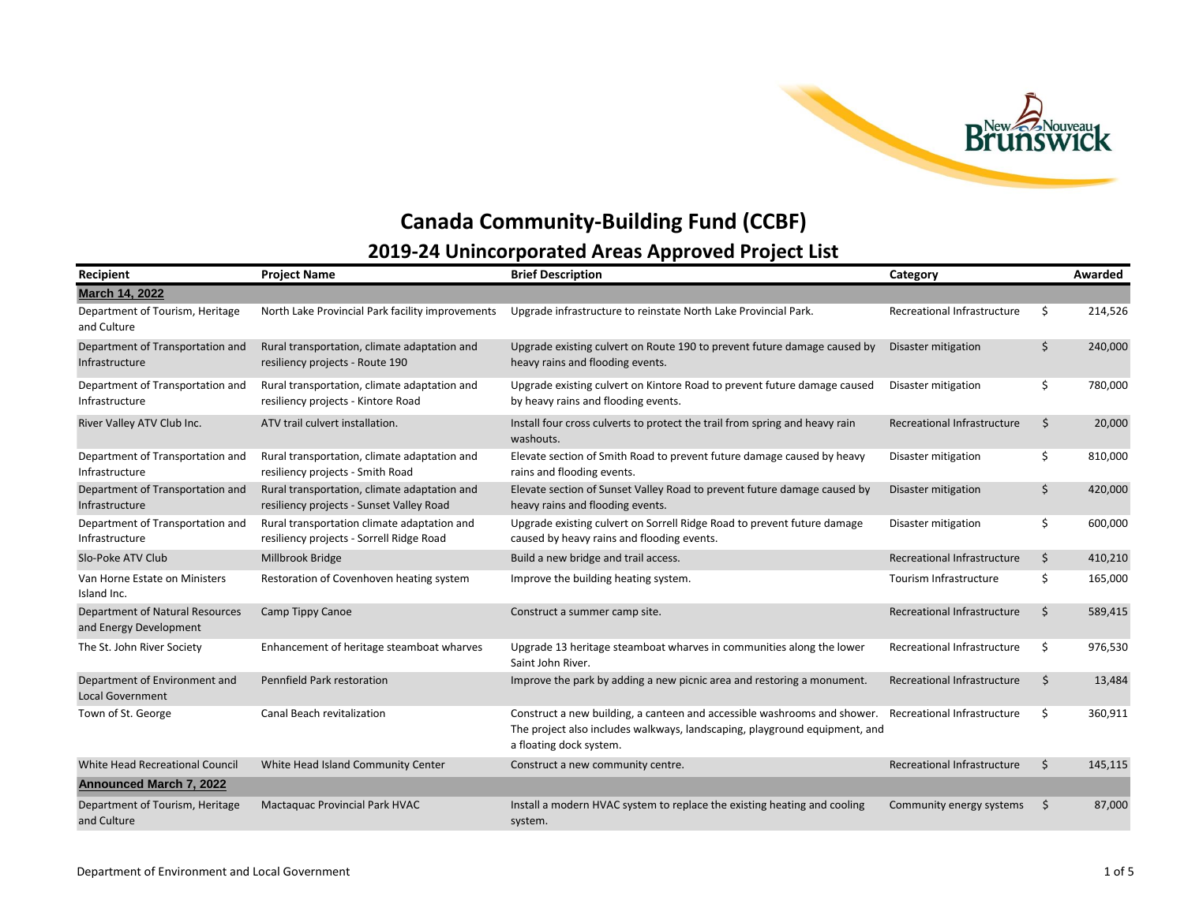# Canada Community-Building Fund (CCBF)

## 2019-24 Unincorporated Areas Approved Project List

| Recipient | Project Name | Brief Description | Category | Awarded |
|---|---|---|---|---|
| **March 14, 2022** | | | | |
| Department of Tourism, Heritage and Culture | North Lake Provincial Park facility improvements | Upgrade infrastructure to reinstate North Lake Provincial Park. | Recreational Infrastructure | $ 214,526 |
| Department of Transportation and Infrastructure | Rural transportation, climate adaptation and resiliency projects - Route 190 | Upgrade existing culvert on Route 190 to prevent future damage caused by heavy rains and flooding events. | Disaster mitigation | $ 240,000 |
| Department of Transportation and Infrastructure | Rural transportation, climate adaptation and resiliency projects - Kintore Road | Upgrade existing culvert on Kintore Road to prevent future damage caused by heavy rains and flooding events. | Disaster mitigation | $ 780,000 |
| River Valley ATV Club Inc. | ATV trail culvert installation. | Install four cross culverts to protect the trail from spring and heavy rain washouts. | Recreational Infrastructure | $ 20,000 |
| Department of Transportation and Infrastructure | Rural transportation, climate adaptation and resiliency projects - Smith Road | Elevate section of Smith Road to prevent future damage caused by heavy rains and flooding events. | Disaster mitigation | $ 810,000 |
| Department of Transportation and Infrastructure | Rural transportation, climate adaptation and resiliency projects - Sunset Valley Road | Elevate section of Sunset Valley Road to prevent future damage caused by heavy rains and flooding events. | Disaster mitigation | $ 420,000 |
| Department of Transportation and Infrastructure | Rural transportation climate adaptation and resiliency projects - Sorrell Ridge Road | Upgrade existing culvert on Sorrell Ridge Road to prevent future damage caused by heavy rains and flooding events. | Disaster mitigation | $ 600,000 |
| Slo-Poke ATV Club | Millbrook Bridge | Build a new bridge and trail access. | Recreational Infrastructure | $ 410,210 |
| Van Horne Estate on Ministers Island Inc. | Restoration of Covenhoven heating system | Improve the building heating system. | Tourism Infrastructure | $ 165,000 |
| Department of Natural Resources and Energy Development | Camp Tippy Canoe | Construct a summer camp site. | Recreational Infrastructure | $ 589,415 |
| The St. John River Society | Enhancement of heritage steamboat wharves | Upgrade 13 heritage steamboat wharves in communities along the lower Saint John River. | Recreational Infrastructure | $ 976,530 |
| Department of Environment and Local Government | Pennfield Park restoration | Improve the park by adding a new picnic area and restoring a monument. | Recreational Infrastructure | $ 13,484 |
| Town of St. George | Canal Beach revitalization | Construct a new building, a canteen and accessible washrooms and shower. The project also includes walkways, landscaping, playground equipment, and a floating dock system. | Recreational Infrastructure | $ 360,911 |
| White Head Recreational Council | White Head Island Community Center | Construct a new community centre. | Recreational Infrastructure | $ 145,115 |
| **Announced March 7, 2022** | | | | |
| Department of Tourism, Heritage and Culture | Mactaquac Provincial Park HVAC | Install a modern HVAC system to replace the existing heating and cooling system. | Community energy systems | $ 87,000 |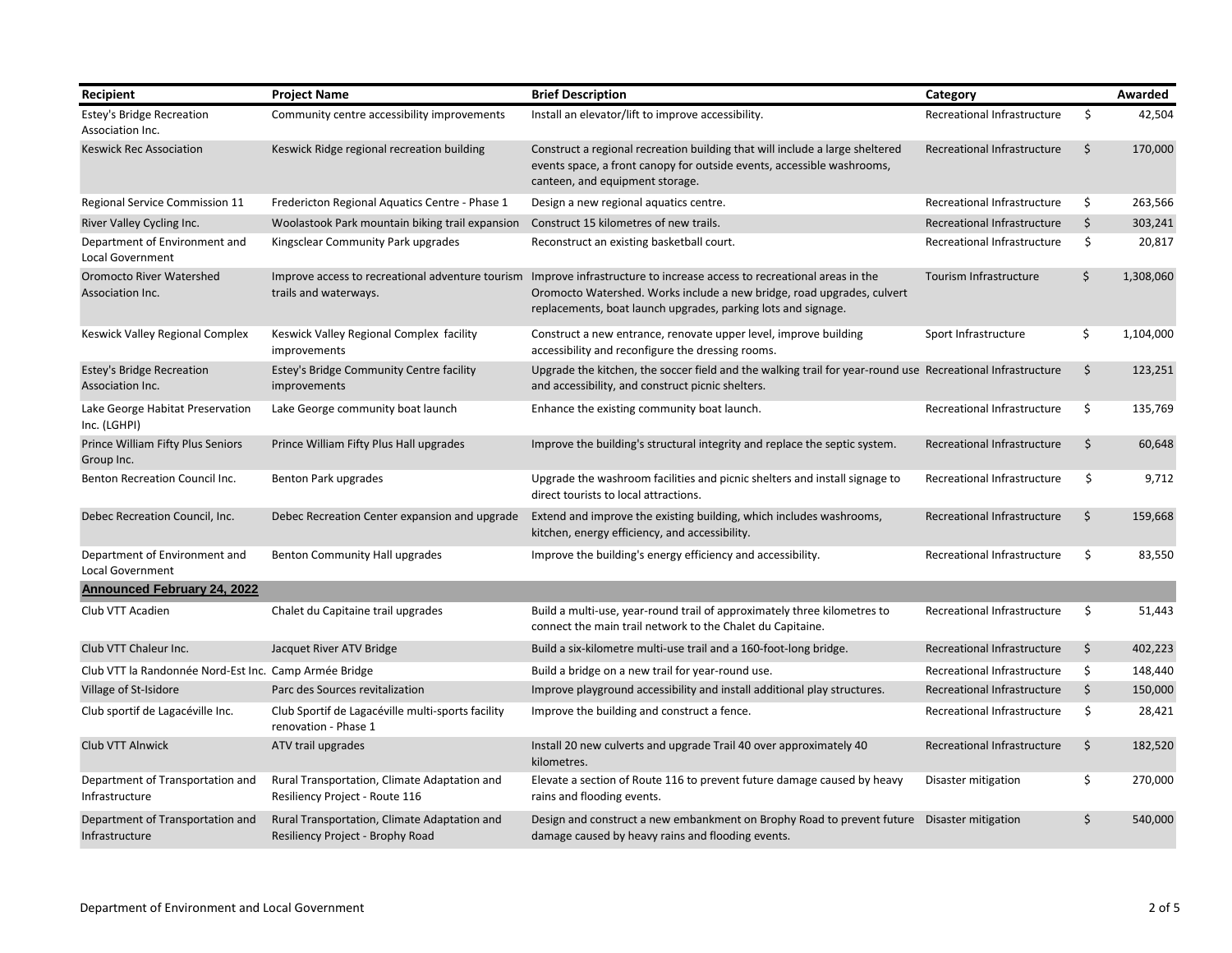| Recipient | Project Name | Brief Description | Category | Awarded |
|---|---|---|---|---|
| Estey's Bridge Recreation Association Inc. | Community centre accessibility improvements | Install an elevator/lift to improve accessibility. | Recreational Infrastructure | $ 42,504 |
| Keswick Rec Association | Keswick Ridge regional recreation building | Construct a regional recreation building that will include a large sheltered events space, a front canopy for outside events, accessible washrooms, canteen, and equipment storage. | Recreational Infrastructure | $ 170,000 |
| Regional Service Commission 11 | Fredericton Regional Aquatics Centre - Phase 1 | Design a new regional aquatics centre. | Recreational Infrastructure | $ 263,566 |
| River Valley Cycling Inc. | Woolastook Park mountain biking trail expansion | Construct 15 kilometres of new trails. | Recreational Infrastructure | $ 303,241 |
| Department of Environment and Local Government | Kingsclear Community Park upgrades | Reconstruct an existing basketball court. | Recreational Infrastructure | $ 20,817 |
| Oromocto River Watershed Association Inc. | Improve access to recreational adventure tourism trails and waterways. | Improve infrastructure to increase access to recreational areas in the Oromocto Watershed. Works include a new bridge, road upgrades, culvert replacements, boat launch upgrades, parking lots and signage. | Tourism Infrastructure | $ 1,308,060 |
| Keswick Valley Regional Complex | Keswick Valley Regional Complex facility improvements | Construct a new entrance, renovate upper level, improve building accessibility and reconfigure the dressing rooms. | Sport Infrastructure | $ 1,104,000 |
| Estey's Bridge Recreation Association Inc. | Estey's Bridge Community Centre facility improvements | Upgrade the kitchen, the soccer field and the walking trail for year-round use and accessibility, and construct picnic shelters. | Recreational Infrastructure | $ 123,251 |
| Lake George Habitat Preservation Inc. (LGHPI) | Lake George community boat launch | Enhance the existing community boat launch. | Recreational Infrastructure | $ 135,769 |
| Prince William Fifty Plus Seniors Group Inc. | Prince William Fifty Plus Hall upgrades | Improve the building's structural integrity and replace the septic system. | Recreational Infrastructure | $ 60,648 |
| Benton Recreation Council Inc. | Benton Park upgrades | Upgrade the washroom facilities and picnic shelters and install signage to direct tourists to local attractions. | Recreational Infrastructure | $ 9,712 |
| Debec Recreation Council, Inc. | Debec Recreation Center expansion and upgrade | Extend and improve the existing building, which includes washrooms, kitchen, energy efficiency, and accessibility. | Recreational Infrastructure | $ 159,668 |
| Department of Environment and Local Government | Benton Community Hall upgrades | Improve the building's energy efficiency and accessibility. | Recreational Infrastructure | $ 83,550 |
| **Announced February 24, 2022** | | | | |
| Club VTT Acadien | Chalet du Capitaine trail upgrades | Build a multi-use, year-round trail of approximately three kilometres to connect the main trail network to the Chalet du Capitaine. | Recreational Infrastructure | $ 51,443 |
| Club VTT Chaleur Inc. | Jacquet River ATV Bridge | Build a six-kilometre multi-use trail and a 160-foot-long bridge. | Recreational Infrastructure | $ 402,223 |
| Club VTT la Randonnée Nord-Est Inc. | Camp Armée Bridge | Build a bridge on a new trail for year-round use. | Recreational Infrastructure | $ 148,440 |
| Village of St-Isidore | Parc des Sources revitalization | Improve playground accessibility and install additional play structures. | Recreational Infrastructure | $ 150,000 |
| Club sportif de Lagacéville Inc. | Club Sportif de Lagacéville multi-sports facility renovation - Phase 1 | Improve the building and construct a fence. | Recreational Infrastructure | $ 28,421 |
| Club VTT Alnwick | ATV trail upgrades | Install 20 new culverts and upgrade Trail 40 over approximately 40 kilometres. | Recreational Infrastructure | $ 182,520 |
| Department of Transportation and Infrastructure | Rural Transportation, Climate Adaptation and Resiliency Project - Route 116 | Elevate a section of Route 116 to prevent future damage caused by heavy rains and flooding events. | Disaster mitigation | $ 270,000 |
| Department of Transportation and Infrastructure | Rural Transportation, Climate Adaptation and Resiliency Project - Brophy Road | Design and construct a new embankment on Brophy Road to prevent future damage caused by heavy rains and flooding events. | Disaster mitigation | $ 540,000 |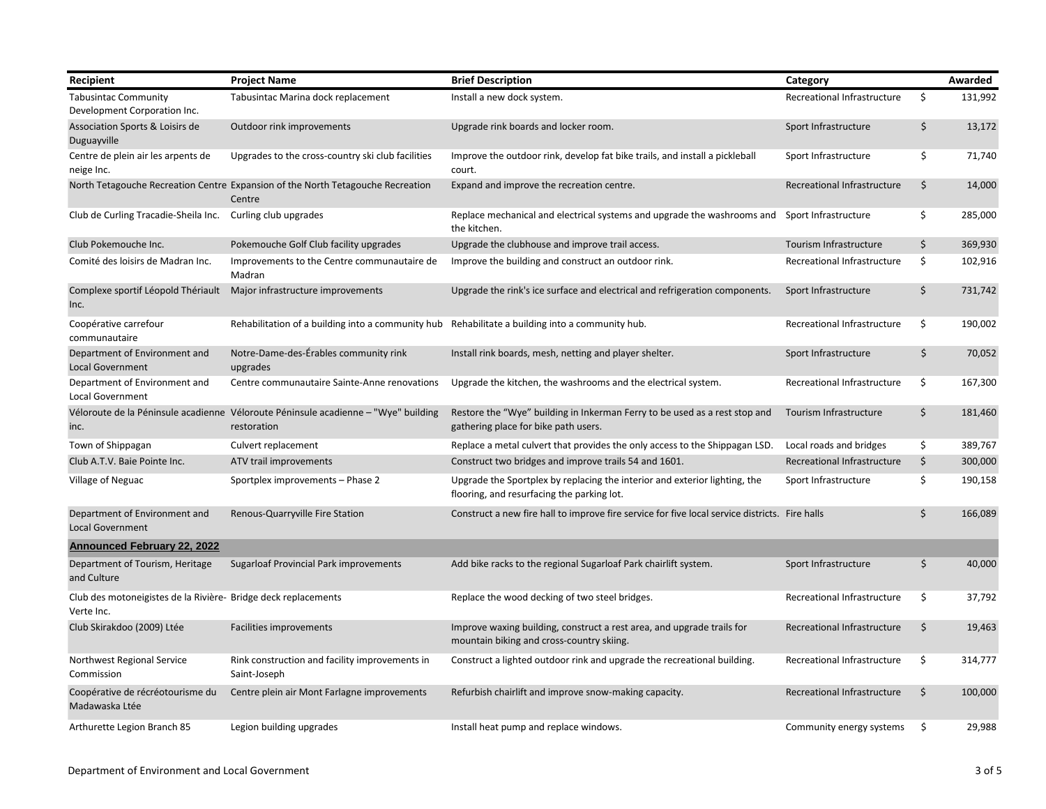| Recipient | Project Name | Brief Description | Category | Awarded |
|---|---|---|---|---|
| Tabusintac Community Development Corporation Inc. | Tabusintac Marina dock replacement | Install a new dock system. | Recreational Infrastructure | $ 131,992 |
| Association Sports & Loisirs de Duguayville | Outdoor rink improvements | Upgrade rink boards and locker room. | Sport Infrastructure | $ 13,172 |
| Centre de plein air les arpents de neige Inc. | Upgrades to the cross-country ski club facilities | Improve the outdoor rink, develop fat bike trails, and install a pickleball court. | Sport Infrastructure | $ 71,740 |
| North Tetagouche Recreation Centre | Expansion of the North Tetagouche Recreation Centre | Expand and improve the recreation centre. | Recreational Infrastructure | $ 14,000 |
| Club de Curling Tracadie-Sheila Inc. | Curling club upgrades | Replace mechanical and electrical systems and upgrade the washrooms and the kitchen. | Sport Infrastructure | $ 285,000 |
| Club Pokemouche Inc. | Pokemouche Golf Club facility upgrades | Upgrade the clubhouse and improve trail access. | Tourism Infrastructure | $ 369,930 |
| Comité des loisirs de Madran Inc. | Improvements to the Centre communautaire de Madran | Improve the building and construct an outdoor rink. | Recreational Infrastructure | $ 102,916 |
| Complexe sportif Léopold Thériault Inc. | Major infrastructure improvements | Upgrade the rink's ice surface and electrical and refrigeration components. | Sport Infrastructure | $ 731,742 |
| Coopérative carrefour communautaire | Rehabilitation of a building into a community hub | Rehabilitate a building into a community hub. | Recreational Infrastructure | $ 190,002 |
| Department of Environment and Local Government | Notre-Dame-des-Érables community rink upgrades | Install rink boards, mesh, netting and player shelter. | Sport Infrastructure | $ 70,052 |
| Department of Environment and Local Government | Centre communautaire Sainte-Anne renovations | Upgrade the kitchen, the washrooms and the electrical system. | Recreational Infrastructure | $ 167,300 |
| Véloroute de la Péninsule acadienne inc. | Véloroute Péninsule acadienne – "Wye" building restoration | Restore the "Wye" building in Inkerman Ferry to be used as a rest stop and gathering place for bike path users. | Tourism Infrastructure | $ 181,460 |
| Town of Shippagan | Culvert replacement | Replace a metal culvert that provides the only access to the Shippagan LSD. | Local roads and bridges | $ 389,767 |
| Club A.T.V. Baie Pointe Inc. | ATV trail improvements | Construct two bridges and improve trails 54 and 1601. | Recreational Infrastructure | $ 300,000 |
| Village of Neguac | Sportplex improvements – Phase 2 | Upgrade the Sportplex by replacing the interior and exterior lighting, the flooring, and resurfacing the parking lot. | Sport Infrastructure | $ 190,158 |
| Department of Environment and Local Government | Renous-Quarryville Fire Station | Construct a new fire hall to improve fire service for five local service districts. | Fire halls | $ 166,089 |
| **Announced February 22, 2022** | | | | |
| Department of Tourism, Heritage and Culture | Sugarloaf Provincial Park improvements | Add bike racks to the regional Sugarloaf Park chairlift system. | Sport Infrastructure | $ 40,000 |
| Club des motoneigistes de la Rivière-Verte Inc. | Bridge deck replacements | Replace the wood decking of two steel bridges. | Recreational Infrastructure | $ 37,792 |
| Club Skirakdoo (2009) Ltée | Facilities improvements | Improve waxing building, construct a rest area, and upgrade trails for mountain biking and cross-country skiing. | Recreational Infrastructure | $ 19,463 |
| Northwest Regional Service Commission | Rink construction and facility improvements in Saint-Joseph | Construct a lighted outdoor rink and upgrade the recreational building. | Recreational Infrastructure | $ 314,777 |
| Coopérative de récréotourisme du Madawaska Ltée | Centre plein air Mont Farlagne improvements | Refurbish chairlift and improve snow-making capacity. | Recreational Infrastructure | $ 100,000 |
| Arthurette Legion Branch 85 | Legion building upgrades | Install heat pump and replace windows. | Community energy systems | $ 29,988 |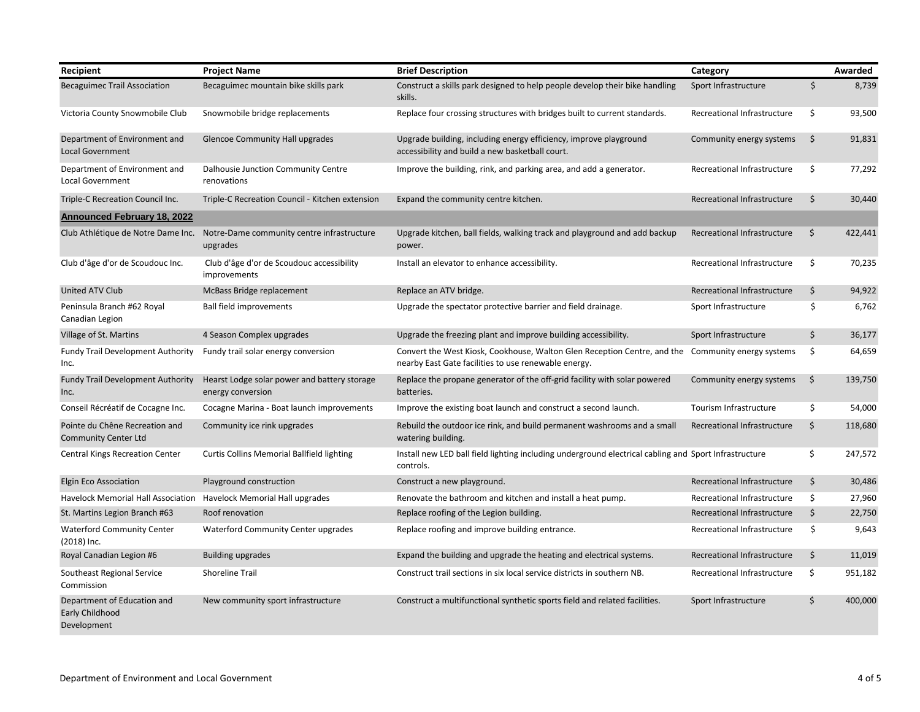| Recipient | Project Name | Brief Description | Category | Awarded |
|---|---|---|---|---|
| Becaguimec Trail Association | Becaguimec mountain bike skills park | Construct a skills park designed to help people develop their bike handling skills. | Sport Infrastructure | $ 8,739 |
| Victoria County Snowmobile Club | Snowmobile bridge replacements | Replace four crossing structures with bridges built to current standards. | Recreational Infrastructure | $ 93,500 |
| Department of Environment and Local Government | Glencoe Community Hall upgrades | Upgrade building, including energy efficiency, improve playground accessibility and build a new basketball court. | Community energy systems | $ 91,831 |
| Department of Environment and Local Government | Dalhousie Junction Community Centre renovations | Improve the building, rink, and parking area, and add a generator. | Recreational Infrastructure | $ 77,292 |
| Triple-C Recreation Council Inc. | Triple-C Recreation Council - Kitchen extension | Expand the community centre kitchen. | Recreational Infrastructure | $ 30,440 |
| **Announced February 18, 2022** | | | | |
| Club Athlétique de Notre Dame Inc. | Notre-Dame community centre infrastructure upgrades | Upgrade kitchen, ball fields, walking track and playground and add backup power. | Recreational Infrastructure | $ 422,441 |
| Club d'âge d'or de Scoudouc Inc. | Club d'âge d'or de Scoudouc accessibility improvements | Install an elevator to enhance accessibility. | Recreational Infrastructure | $ 70,235 |
| United ATV Club | McBass Bridge replacement | Replace an ATV bridge. | Recreational Infrastructure | $ 94,922 |
| Peninsula Branch #62 Royal Canadian Legion | Ball field improvements | Upgrade the spectator protective barrier and field drainage. | Sport Infrastructure | $ 6,762 |
| Village of St. Martins | 4 Season Complex upgrades | Upgrade the freezing plant and improve building accessibility. | Sport Infrastructure | $ 36,177 |
| Fundy Trail Development Authority Inc. | Fundy trail solar energy conversion | Convert the West Kiosk, Cookhouse, Walton Glen Reception Centre, and the nearby East Gate facilities to use renewable energy. | Community energy systems | $ 64,659 |
| Fundy Trail Development Authority Inc. | Hearst Lodge solar power and battery storage energy conversion | Replace the propane generator of the off-grid facility with solar powered batteries. | Community energy systems | $ 139,750 |
| Conseil Récréatif de Cocagne Inc. | Cocagne Marina - Boat launch improvements | Improve the existing boat launch and construct a second launch. | Tourism Infrastructure | $ 54,000 |
| Pointe du Chêne Recreation and Community Center Ltd | Community ice rink upgrades | Rebuild the outdoor ice rink, and build permanent washrooms and a small watering building. | Recreational Infrastructure | $ 118,680 |
| Central Kings Recreation Center | Curtis Collins Memorial Ballfield lighting | Install new LED ball field lighting including underground electrical cabling and controls. | Sport Infrastructure | $ 247,572 |
| Elgin Eco Association | Playground construction | Construct a new playground. | Recreational Infrastructure | $ 30,486 |
| Havelock Memorial Hall Association | Havelock Memorial Hall upgrades | Renovate the bathroom and kitchen and install a heat pump. | Recreational Infrastructure | $ 27,960 |
| St. Martins Legion Branch #63 | Roof renovation | Replace roofing of the Legion building. | Recreational Infrastructure | $ 22,750 |
| Waterford Community Center (2018) Inc. | Waterford Community Center upgrades | Replace roofing and improve building entrance. | Recreational Infrastructure | $ 9,643 |
| Royal Canadian Legion #6 | Building upgrades | Expand the building and upgrade the heating and electrical systems. | Recreational Infrastructure | $ 11,019 |
| Southeast Regional Service Commission | Shoreline Trail | Construct trail sections in six local service districts in southern NB. | Recreational Infrastructure | $ 951,182 |
| Department of Education and Early Childhood Development | New community sport infrastructure | Construct a multifunctional synthetic sports field and related facilities. | Sport Infrastructure | $ 400,000 |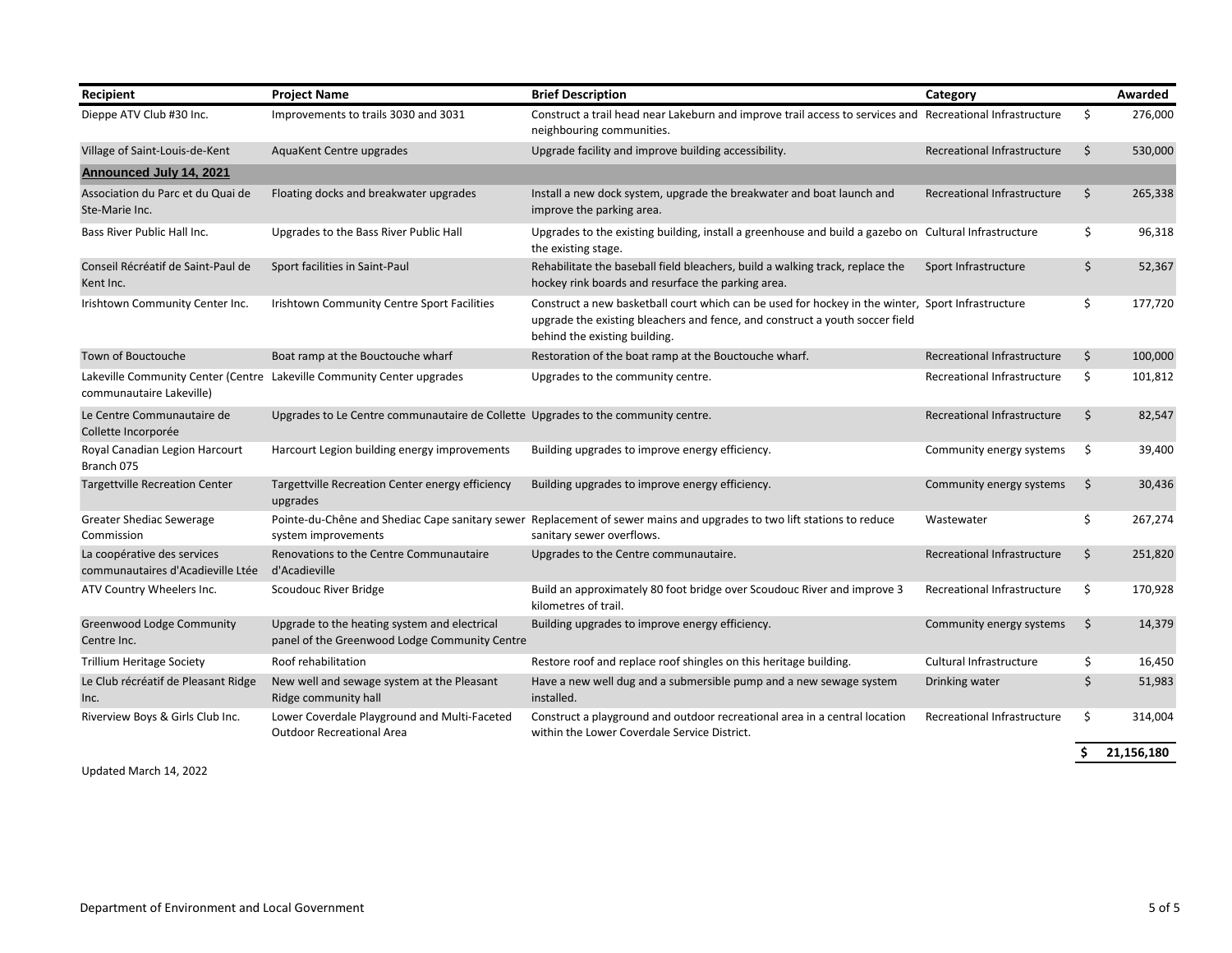| Recipient | Project Name | Brief Description | Category | Awarded |
|---|---|---|---|---|
| Dieppe ATV Club #30 Inc. | Improvements to trails 3030 and 3031 | Construct a trail head near Lakeburn and improve trail access to services and neighbouring communities. | Recreational Infrastructure | $ 276,000 |
| Village of Saint-Louis-de-Kent | AquaKent Centre upgrades | Upgrade facility and improve building accessibility. | Recreational Infrastructure | $ 530,000 |
| **Announced July 14, 2021** | | | | |
| Association du Parc et du Quai de Ste-Marie Inc. | Floating docks and breakwater upgrades | Install a new dock system, upgrade the breakwater and boat launch and improve the parking area. | Recreational Infrastructure | $ 265,338 |
| Bass River Public Hall Inc. | Upgrades to the Bass River Public Hall | Upgrades to the existing building, install a greenhouse and build a gazebo on the existing stage. | Cultural Infrastructure | $ 96,318 |
| Conseil Récréatif de Saint-Paul de Kent Inc. | Sport facilities in Saint-Paul | Rehabilitate the baseball field bleachers, build a walking track, replace the hockey rink boards and resurface the parking area. | Sport Infrastructure | $ 52,367 |
| Irishtown Community Center Inc. | Irishtown Community Centre Sport Facilities | Construct a new basketball court which can be used for hockey in the winter, upgrade the existing bleachers and fence, and construct a youth soccer field behind the existing building. | Sport Infrastructure | $ 177,720 |
| Town of Bouctouche | Boat ramp at the Bouctouche wharf | Restoration of the boat ramp at the Bouctouche wharf. | Recreational Infrastructure | $ 100,000 |
| Lakeville Community Center (Centre communautaire Lakeville) | Lakeville Community Center upgrades | Upgrades to the community centre. | Recreational Infrastructure | $ 101,812 |
| Le Centre Communautaire de Collette Incorporée | Upgrades to Le Centre communautaire de Collette | Upgrades to the community centre. | Recreational Infrastructure | $ 82,547 |
| Royal Canadian Legion Harcourt Branch 075 | Harcourt Legion building energy improvements | Building upgrades to improve energy efficiency. | Community energy systems | $ 39,400 |
| Targettville Recreation Center | Targettville Recreation Center energy efficiency upgrades | Building upgrades to improve energy efficiency. | Community energy systems | $ 30,436 |
| Greater Shediac Sewerage Commission | Pointe-du-Chêne and Shediac Cape sanitary sewer system improvements | Replacement of sewer mains and upgrades to two lift stations to reduce sanitary sewer overflows. | Wastewater | $ 267,274 |
| La coopérative des services communautaires d'Acadieville Ltée | Renovations to the Centre Communautaire d'Acadieville | Upgrades to the Centre communautaire. | Recreational Infrastructure | $ 251,820 |
| ATV Country Wheelers Inc. | Scoudouc River Bridge | Build an approximately 80 foot bridge over Scoudouc River and improve 3 kilometres of trail. | Recreational Infrastructure | $ 170,928 |
| Greenwood Lodge Community Centre Inc. | Upgrade to the heating system and electrical panel of the Greenwood Lodge Community Centre | Building upgrades to improve energy efficiency. | Community energy systems | $ 14,379 |
| Trillium Heritage Society | Roof rehabilitation | Restore roof and replace roof shingles on this heritage building. | Cultural Infrastructure | $ 16,450 |
| Le Club récréatif de Pleasant Ridge Inc. | New well and sewage system at the Pleasant Ridge community hall | Have a new well dug and a submersible pump and a new sewage system installed. | Drinking water | $ 51,983 |
| Riverview Boys & Girls Club Inc. | Lower Coverdale Playground and Multi-Faceted Outdoor Recreational Area | Construct a playground and outdoor recreational area in a central location within the Lower Coverdale Service District. | Recreational Infrastructure | $ 314,004 |
| | | | | **$ 21,156,180** |

Updated March 14, 2022

Department of Environment and Local Government